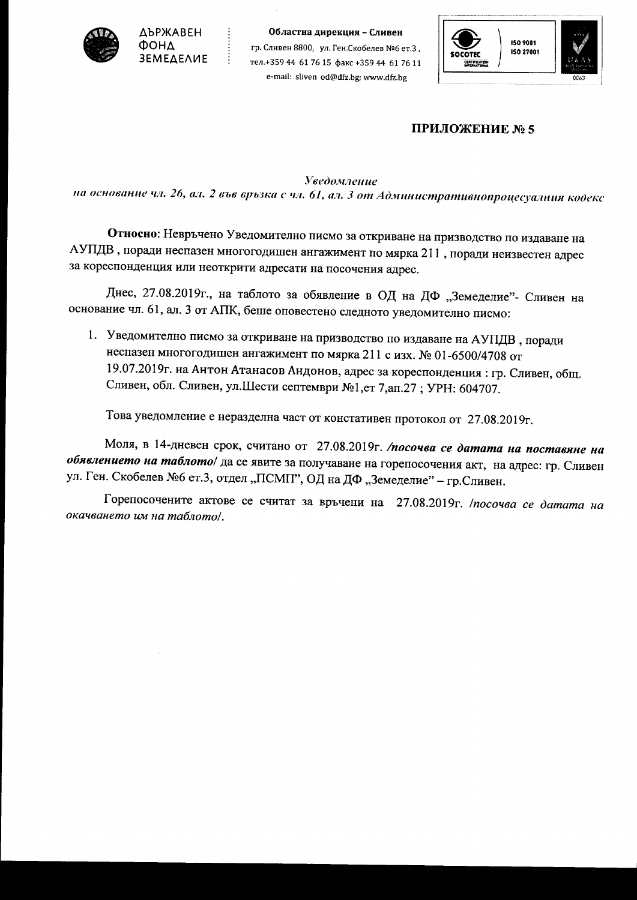ДЪРЖАВЕН ФОНД ЗЕМЕДЕЛИЕ

**Областна дирекция – Сливен**
гр. Сливен 8800, ул. Ген.Скобелев №6 ет.3 ,
тел.+359 44 61 76 15 факс +359 44 61 76 11
e-mail: sliven od@dfz.bg; www.dfz.bg

**ПРИЛОЖЕНИЕ № 5**

*Уведомление*
*на основание чл. 26, ал. 2 във връзка с чл. 61, ал. 3 от Административнопроцесуалния кодекс*

**Относно**: Невръчено Уведомително писмо за откриване на призводство по издаване на АУПДВ , поради неспазен многогодишен ангажимент по мярка 211 , поради неизвестен адрес за кореспонденция или неоткрити адресати на посочения адрес.

Днес, 27.08.2019г., на таблото за обявление в ОД на ДФ „Земеделие"- Сливен на основание чл. 61, ал. 3 от АПК, беше оповестено следното уведомително писмо:

1. Уведомително писмо за откриване на призводство по издаване на АУПДВ , поради неспазен многогодишен ангажимент по мярка 211 с изх. № 01-6500/4708 от 19.07.2019г. на Антон Атанасов Андонов, адрес за кореспонденция : гр. Сливен, общ. Сливен, обл. Сливен, ул.Шести септември №1,ет 7,ап.27 ; УРН: 604707.

Това уведомление е неразделна част от констативен протокол от 27.08.2019г.

Моля, в 14-дневен срок, считано от 27.08.2019г. ***/посочва се датата на поставяне на обявлението на таблото/*** да се явите за получаване на горепосочения акт, на адрес: гр. Сливен ул. Ген. Скобелев №6 ет.3, отдел „ПСМП", ОД на ДФ „Земеделие" – гр.Сливен.

Горепосочените актове се считат за връчени на 27.08.2019г. */посочва се датата на окачването им на таблото/*.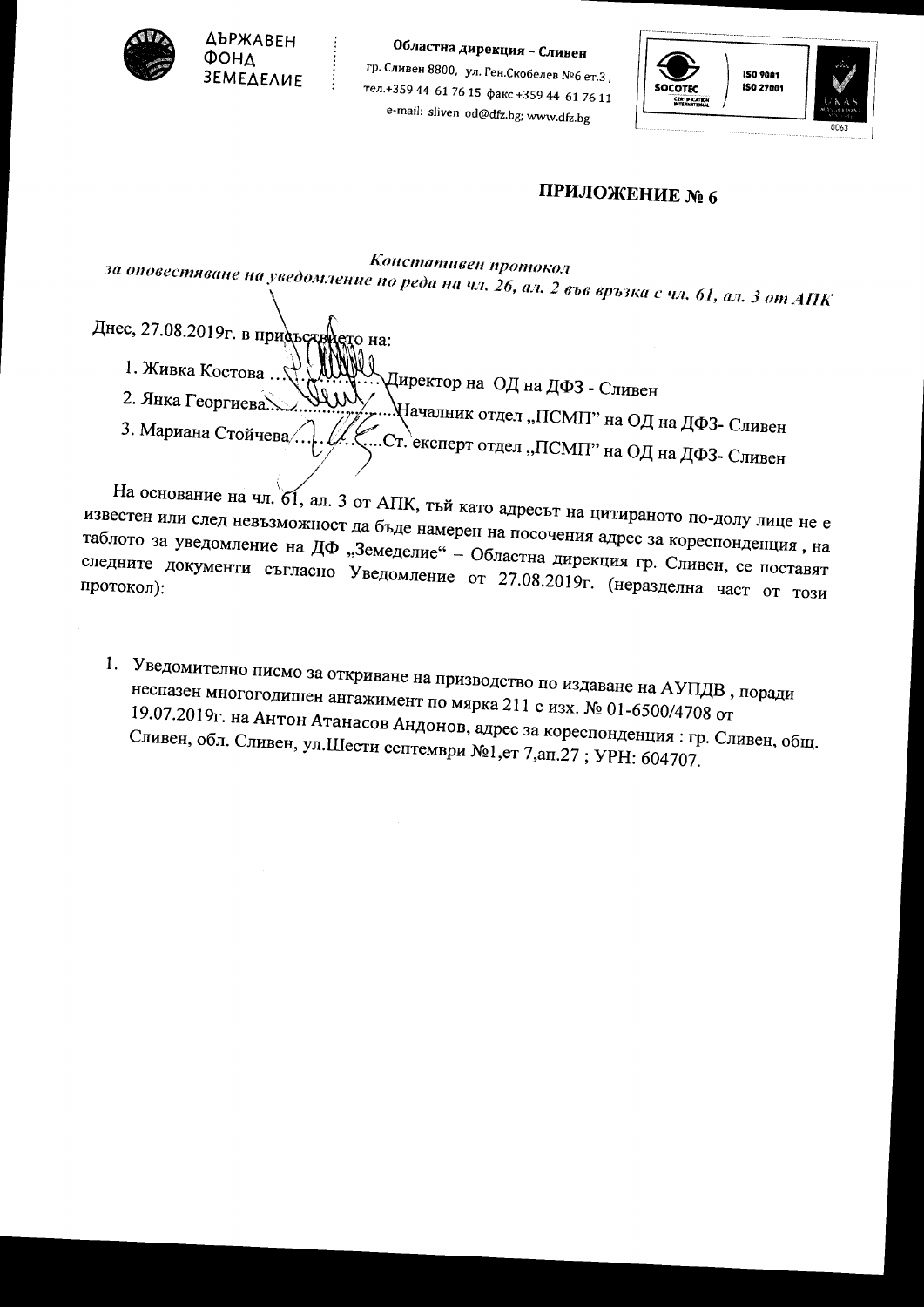ДЪРЖАВЕН ФОНД ЗЕМЕДЕЛИЕ

**Областна дирекция – Сливен**
гр. Сливен 8800, ул. Ген.Скобелев №6 ет.3 ,
тел.+359 44 61 76 15 факс +359 44 61 76 11
e-mail: sliven od@dfz.bg; www.dfz.bg

SOCOTEC CERTIFICATION INTERNATIONAL ISO 9001 ISO 27001 UKAS 0063

## ПРИЛОЖЕНИЕ № 6

*Констативен протокол*
*за оповестяване на уведомление по реда на чл. 26, ал. 2 във връзка с чл. 61, ал. 3 от АПК*

Днес, 27.08.2019г. в присъствието на:

1. Живка Костова ……………Директор на ОД на ДФЗ - Сливен
2. Янка Георгиева……………Началник отдел „ПСМП" на ОД на ДФЗ- Сливен
3. Мариана Стойчева……………Ст. експерт отдел „ПСМП" на ОД на ДФЗ- Сливен

На основание на чл. 61, ал. 3 от АПК, тъй като адресът на цитираното по-долу лице не е известен или след невъзможност да бъде намерен на посочения адрес за кореспонденция , на таблото за уведомление на ДФ „Земеделие" – Областна дирекция гр. Сливен, се поставят следните документи съгласно Уведомление от 27.08.2019г. (неразделна част от този протокол):

1. Уведомително писмо за откриване на призводство по издаване на АУПДВ , поради неспазен многогодишен ангажимент по мярка 211 с изх. № 01-6500/4708 от 19.07.2019г. на Антон Атанасов Андонов, адрес за кореспонденция : гр. Сливен, общ. Сливен, обл. Сливен, ул.Шести септември №1,ет 7,ап.27 ; УРН: 604707.